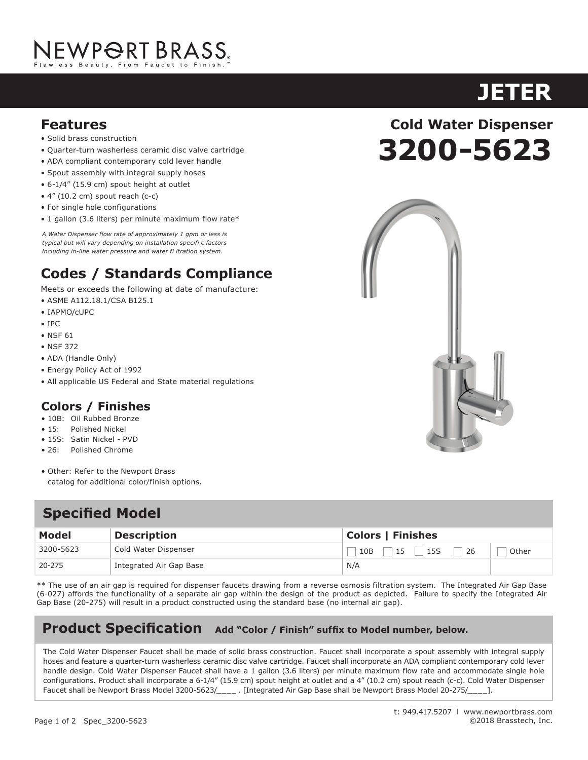# NEWPORT BRASS

Flawless Beauty. From Faucet to Finish.™

# JETER

## Cold Water Dispenser

# 3200-5623

## Features

- Solid brass construction
- Quarter-turn washerless ceramic disc valve cartridge
- ADA compliant contemporary cold lever handle
- Spout assembly with integral supply hoses
- 6-1/4" (15.9 cm) spout height at outlet
- 4" (10.2 cm) spout reach (c-c)
- For single hole configurations
- 1 gallon (3.6 liters) per minute maximum flow rate*

*A Water Dispenser flow rate of approximately 1 gpm or less is typical but will vary depending on installation specifi c factors including in-line water pressure and water fi ltration system.*

## Codes / Standards Compliance

Meets or exceeds the following at date of manufacture:

- ASME A112.18.1/CSA B125.1
- IAPMO/cUPC
- IPC
- NSF 61
- NSF 372
- ADA (Handle Only)
- Energy Policy Act of 1992
- All applicable US Federal and State material regulations

## Colors / Finishes

- 10B: Oil Rubbed Bronze
- 15: Polished Nickel
- 15S: Satin Nickel - PVD
- 26: Polished Chrome
- Other: Refer to the Newport Brass catalog for additional color/finish options.

## Specified Model

| Model | Description | Colors \| Finishes | |
|---|---|---|---|
| 3200-5623 | Cold Water Dispenser | ☐ 10B ☐ 15 ☐ 15S ☐ 26 | ☐ Other |
| 20-275 | Integrated Air Gap Base | N/A | |

** The use of an air gap is required for dispenser faucets drawing from a reverse osmosis filtration system. The Integrated Air Gap Base (6-027) affords the functionality of a separate air gap within the design of the product as depicted. Failure to specify the Integrated Air Gap Base (20-275) will result in a product constructed using the standard base (no internal air gap).

## Product Specification **Add "Color / Finish" suffix to Model number, below.**

The Cold Water Dispenser Faucet shall be made of solid brass construction. Faucet shall incorporate a spout assembly with integral supply hoses and feature a quarter-turn washerless ceramic disc valve cartridge. Faucet shall incorporate an ADA compliant contemporary cold lever handle design. Cold Water Dispenser Faucet shall have a 1 gallon (3.6 liters) per minute maximum flow rate and accommodate single hole configurations. Product shall incorporate a 6-1/4" (15.9 cm) spout height at outlet and a 4" (10.2 cm) spout reach (c-c). Cold Water Dispenser Faucet shall be Newport Brass Model 3200-5623/____ . [Integrated Air Gap Base shall be Newport Brass Model 20-275/____].

t: 949.417.5207 | www.newportbrass.com
©2018 Brasstech, Inc.

Spec_3200-5623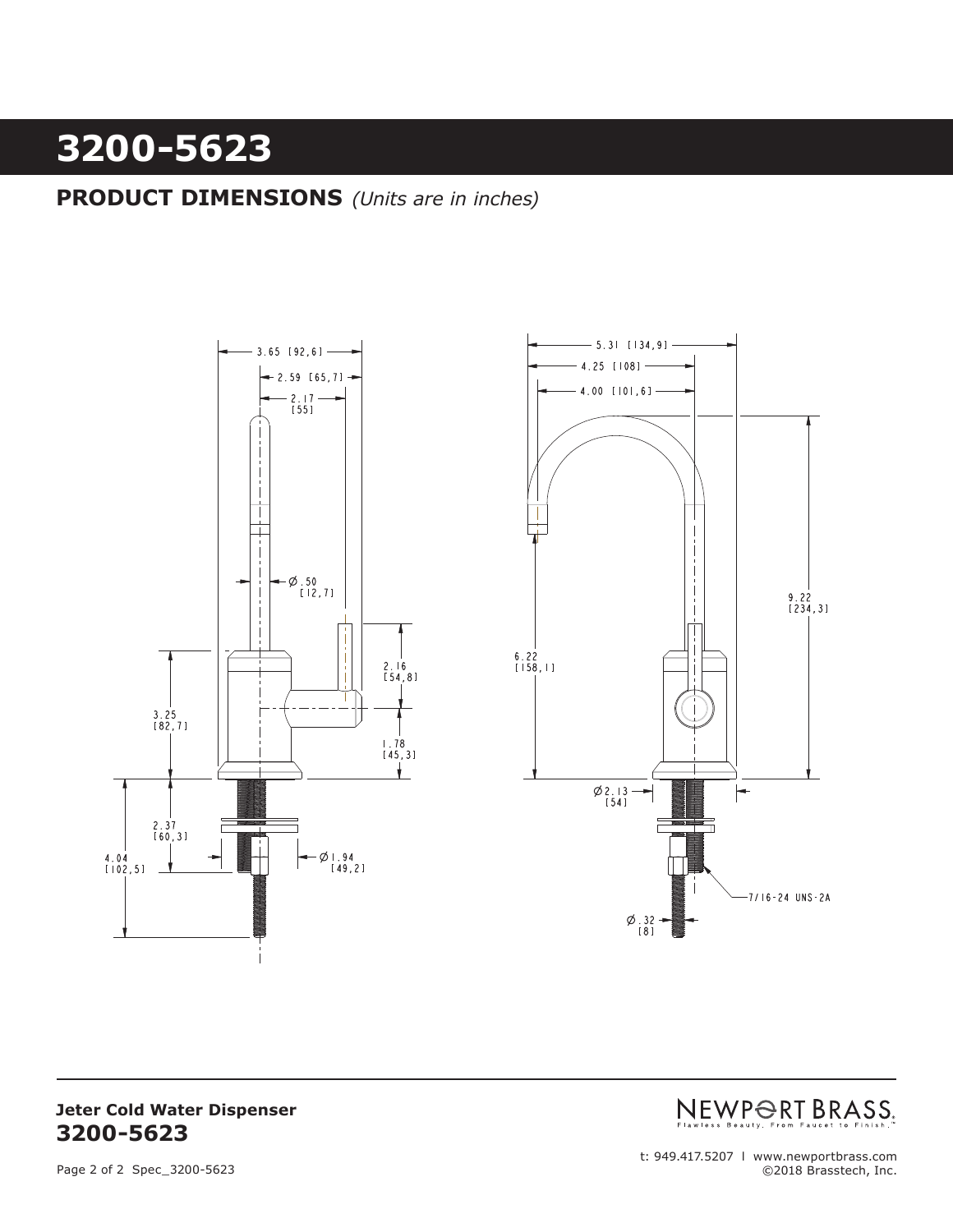# 3200-5623

## PRODUCT DIMENSIONS *(Units are in inches)*

3.65 [92,6]

2.59 [65,7]

2.17 [55]

Ø .50 [12,7]

2.16 [54,8]

3.25 [82,7]

1.78 [45,3]

2.37 [60,3]

4.04 [102,5]

Ø 1.94 [49,2]

5.31 [134,9]

4.25 [108]

4.00 [101,6]

9.22 [234,3]

6.22 [158,1]

Ø 2.13 [54]

7/16-24 UNS-2A

Ø .32 [8]

**Jeter Cold Water Dispenser**
**3200-5623**

NEWPORT BRASS.
Flawless Beauty. From Faucet to Finish.™

t: 949.417.5207 | www.newportbrass.com
©2018 Brasstech, Inc.